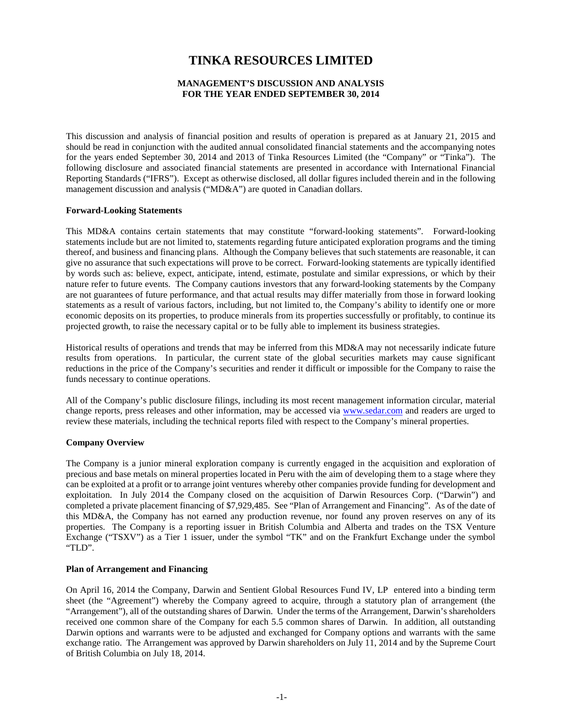# TINKA RESOURCES LIMITED

## MANAGEMENT'S DISCUSSION AND ANALYSIS
## FOR THE YEAR ENDED SEPTEMBER 30, 2014

This discussion and analysis of financial position and results of operation is prepared as at January 21, 2015 and should be read in conjunction with the audited annual consolidated financial statements and the accompanying notes for the years ended September 30, 2014 and 2013 of Tinka Resources Limited (the "Company" or "Tinka"). The following disclosure and associated financial statements are presented in accordance with International Financial Reporting Standards ("IFRS"). Except as otherwise disclosed, all dollar figures included therein and in the following management discussion and analysis ("MD&A") are quoted in Canadian dollars.

**Forward-Looking Statements**

This MD&A contains certain statements that may constitute "forward-looking statements". Forward-looking statements include but are not limited to, statements regarding future anticipated exploration programs and the timing thereof, and business and financing plans. Although the Company believes that such statements are reasonable, it can give no assurance that such expectations will prove to be correct. Forward-looking statements are typically identified by words such as: believe, expect, anticipate, intend, estimate, postulate and similar expressions, or which by their nature refer to future events. The Company cautions investors that any forward-looking statements by the Company are not guarantees of future performance, and that actual results may differ materially from those in forward looking statements as a result of various factors, including, but not limited to, the Company's ability to identify one or more economic deposits on its properties, to produce minerals from its properties successfully or profitably, to continue its projected growth, to raise the necessary capital or to be fully able to implement its business strategies.

Historical results of operations and trends that may be inferred from this MD&A may not necessarily indicate future results from operations. In particular, the current state of the global securities markets may cause significant reductions in the price of the Company's securities and render it difficult or impossible for the Company to raise the funds necessary to continue operations.

All of the Company's public disclosure filings, including its most recent management information circular, material change reports, press releases and other information, may be accessed via www.sedar.com and readers are urged to review these materials, including the technical reports filed with respect to the Company's mineral properties.

**Company Overview**

The Company is a junior mineral exploration company is currently engaged in the acquisition and exploration of precious and base metals on mineral properties located in Peru with the aim of developing them to a stage where they can be exploited at a profit or to arrange joint ventures whereby other companies provide funding for development and exploitation. In July 2014 the Company closed on the acquisition of Darwin Resources Corp. ("Darwin") and completed a private placement financing of $7,929,485. See "Plan of Arrangement and Financing". As of the date of this MD&A, the Company has not earned any production revenue, nor found any proven reserves on any of its properties. The Company is a reporting issuer in British Columbia and Alberta and trades on the TSX Venture Exchange ("TSXV") as a Tier 1 issuer, under the symbol "TK" and on the Frankfurt Exchange under the symbol "TLD".

**Plan of Arrangement and Financing**

On April 16, 2014 the Company, Darwin and Sentient Global Resources Fund IV, LP entered into a binding term sheet (the "Agreement") whereby the Company agreed to acquire, through a statutory plan of arrangement (the "Arrangement"), all of the outstanding shares of Darwin. Under the terms of the Arrangement, Darwin's shareholders received one common share of the Company for each 5.5 common shares of Darwin. In addition, all outstanding Darwin options and warrants were to be adjusted and exchanged for Company options and warrants with the same exchange ratio. The Arrangement was approved by Darwin shareholders on July 11, 2014 and by the Supreme Court of British Columbia on July 18, 2014.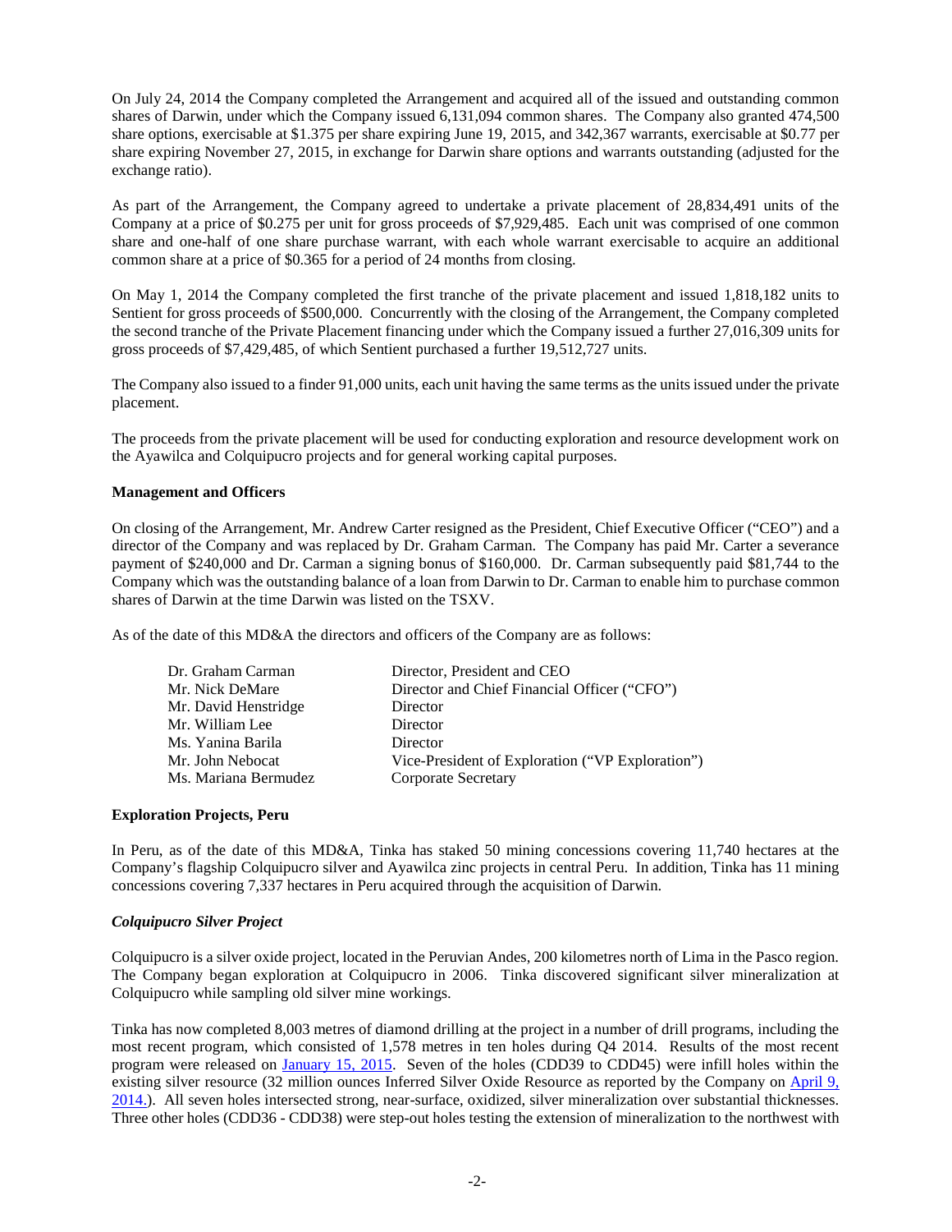On July 24, 2014 the Company completed the Arrangement and acquired all of the issued and outstanding common shares of Darwin, under which the Company issued 6,131,094 common shares. The Company also granted 474,500 share options, exercisable at $1.375 per share expiring June 19, 2015, and 342,367 warrants, exercisable at $0.77 per share expiring November 27, 2015, in exchange for Darwin share options and warrants outstanding (adjusted for the exchange ratio).

As part of the Arrangement, the Company agreed to undertake a private placement of 28,834,491 units of the Company at a price of $0.275 per unit for gross proceeds of $7,929,485. Each unit was comprised of one common share and one-half of one share purchase warrant, with each whole warrant exercisable to acquire an additional common share at a price of $0.365 for a period of 24 months from closing.

On May 1, 2014 the Company completed the first tranche of the private placement and issued 1,818,182 units to Sentient for gross proceeds of $500,000. Concurrently with the closing of the Arrangement, the Company completed the second tranche of the Private Placement financing under which the Company issued a further 27,016,309 units for gross proceeds of $7,429,485, of which Sentient purchased a further 19,512,727 units.

The Company also issued to a finder 91,000 units, each unit having the same terms as the units issued under the private placement.

The proceeds from the private placement will be used for conducting exploration and resource development work on the Ayawilca and Colquipucro projects and for general working capital purposes.

**Management and Officers**

On closing of the Arrangement, Mr. Andrew Carter resigned as the President, Chief Executive Officer ("CEO") and a director of the Company and was replaced by Dr. Graham Carman. The Company has paid Mr. Carter a severance payment of $240,000 and Dr. Carman a signing bonus of $160,000. Dr. Carman subsequently paid $81,744 to the Company which was the outstanding balance of a loan from Darwin to Dr. Carman to enable him to purchase common shares of Darwin at the time Darwin was listed on the TSXV.

As of the date of this MD&A the directors and officers of the Company are as follows:

| | |
|---|---|
| Dr. Graham Carman | Director, President and CEO |
| Mr. Nick DeMare | Director and Chief Financial Officer ("CFO") |
| Mr. David Henstridge | Director |
| Mr. William Lee | Director |
| Ms. Yanina Barila | Director |
| Mr. John Nebocat | Vice-President of Exploration ("VP Exploration") |
| Ms. Mariana Bermudez | Corporate Secretary |

**Exploration Projects, Peru**

In Peru, as of the date of this MD&A, Tinka has staked 50 mining concessions covering 11,740 hectares at the Company's flagship Colquipucro silver and Ayawilca zinc projects in central Peru. In addition, Tinka has 11 mining concessions covering 7,337 hectares in Peru acquired through the acquisition of Darwin.

***Colquipucro Silver Project***

Colquipucro is a silver oxide project, located in the Peruvian Andes, 200 kilometres north of Lima in the Pasco region. The Company began exploration at Colquipucro in 2006. Tinka discovered significant silver mineralization at Colquipucro while sampling old silver mine workings.

Tinka has now completed 8,003 metres of diamond drilling at the project in a number of drill programs, including the most recent program, which consisted of 1,578 metres in ten holes during Q4 2014. Results of the most recent program were released on January 15, 2015. Seven of the holes (CDD39 to CDD45) were infill holes within the existing silver resource (32 million ounces Inferred Silver Oxide Resource as reported by the Company on April 9, 2014.). All seven holes intersected strong, near-surface, oxidized, silver mineralization over substantial thicknesses. Three other holes (CDD36 - CDD38) were step-out holes testing the extension of mineralization to the northwest with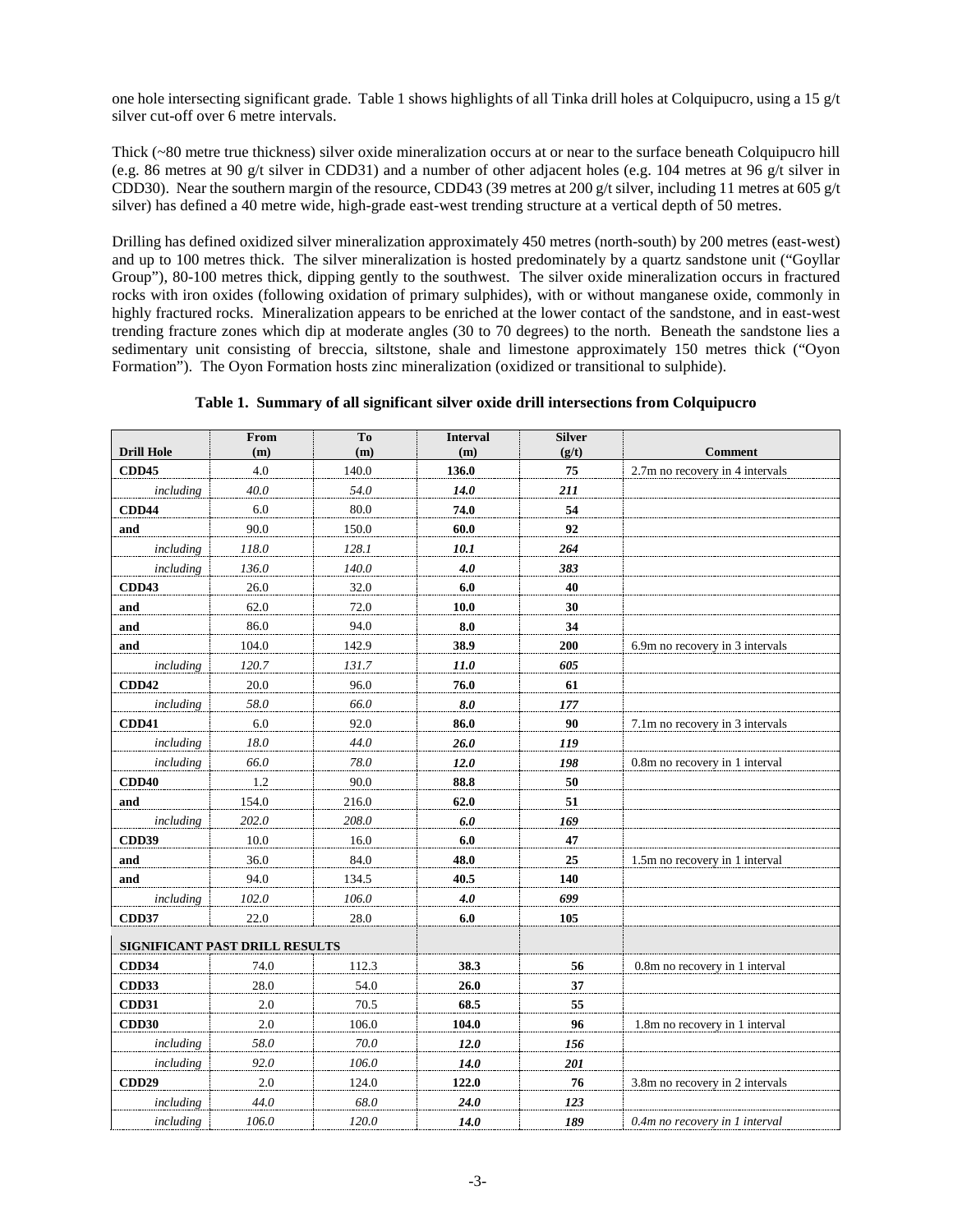one hole intersecting significant grade. Table 1 shows highlights of all Tinka drill holes at Colquipucro, using a 15 g/t silver cut-off over 6 metre intervals.

Thick (~80 metre true thickness) silver oxide mineralization occurs at or near to the surface beneath Colquipucro hill (e.g. 86 metres at 90 g/t silver in CDD31) and a number of other adjacent holes (e.g. 104 metres at 96 g/t silver in CDD30). Near the southern margin of the resource, CDD43 (39 metres at 200 g/t silver, including 11 metres at 605 g/t silver) has defined a 40 metre wide, high-grade east-west trending structure at a vertical depth of 50 metres.

Drilling has defined oxidized silver mineralization approximately 450 metres (north-south) by 200 metres (east-west) and up to 100 metres thick. The silver mineralization is hosted predominately by a quartz sandstone unit ("Goyllar Group"), 80-100 metres thick, dipping gently to the southwest. The silver oxide mineralization occurs in fractured rocks with iron oxides (following oxidation of primary sulphides), with or without manganese oxide, commonly in highly fractured rocks. Mineralization appears to be enriched at the lower contact of the sandstone, and in east-west trending fracture zones which dip at moderate angles (30 to 70 degrees) to the north. Beneath the sandstone lies a sedimentary unit consisting of breccia, siltstone, shale and limestone approximately 150 metres thick ("Oyon Formation"). The Oyon Formation hosts zinc mineralization (oxidized or transitional to sulphide).

**Table 1. Summary of all significant silver oxide drill intersections from Colquipucro**

| Drill Hole | From (m) | To (m) | Interval (m) | Silver (g/t) | Comment |
|---|---|---|---|---|---|
| **CDD45** | 4.0 | 140.0 | **136.0** | **75** | 2.7m no recovery in 4 intervals |
| *including* | *40.0* | *54.0* | ***14.0*** | ***211*** | |
| **CDD44** | 6.0 | 80.0 | **74.0** | **54** | |
| **and** | 90.0 | 150.0 | **60.0** | **92** | |
| *including* | *118.0* | *128.1* | ***10.1*** | ***264*** | |
| *including* | *136.0* | *140.0* | ***4.0*** | ***383*** | |
| **CDD43** | 26.0 | 32.0 | **6.0** | **40** | |
| **and** | 62.0 | 72.0 | **10.0** | **30** | |
| **and** | 86.0 | 94.0 | **8.0** | **34** | |
| **and** | 104.0 | 142.9 | **38.9** | **200** | 6.9m no recovery in 3 intervals |
| *including* | *120.7* | *131.7* | ***11.0*** | ***605*** | |
| **CDD42** | 20.0 | 96.0 | **76.0** | **61** | |
| *including* | *58.0* | *66.0* | ***8.0*** | ***177*** | |
| **CDD41** | 6.0 | 92.0 | **86.0** | **90** | 7.1m no recovery in 3 intervals |
| *including* | *18.0* | *44.0* | ***26.0*** | ***119*** | |
| *including* | *66.0* | *78.0* | ***12.0*** | ***198*** | 0.8m no recovery in 1 interval |
| **CDD40** | 1.2 | 90.0 | **88.8** | **50** | |
| **and** | 154.0 | 216.0 | **62.0** | **51** | |
| *including* | *202.0* | *208.0* | ***6.0*** | ***169*** | |
| **CDD39** | 10.0 | 16.0 | **6.0** | **47** | |
| **and** | 36.0 | 84.0 | **48.0** | **25** | 1.5m no recovery in 1 interval |
| **and** | 94.0 | 134.5 | **40.5** | **140** | |
| *including* | *102.0* | *106.0* | ***4.0*** | ***699*** | |
| **CDD37** | 22.0 | 28.0 | **6.0** | **105** | |
| **SIGNIFICANT PAST DRILL RESULTS** | | | | | |
| **CDD34** | 74.0 | 112.3 | **38.3** | **56** | 0.8m no recovery in 1 interval |
| **CDD33** | 28.0 | 54.0 | **26.0** | **37** | |
| **CDD31** | 2.0 | 70.5 | **68.5** | **55** | |
| **CDD30** | 2.0 | 106.0 | **104.0** | **96** | 1.8m no recovery in 1 interval |
| *including* | *58.0* | *70.0* | ***12.0*** | ***156*** | |
| *including* | *92.0* | *106.0* | ***14.0*** | ***201*** | |
| **CDD29** | 2.0 | 124.0 | **122.0** | **76** | 3.8m no recovery in 2 intervals |
| *including* | *44.0* | *68.0* | ***24.0*** | ***123*** | |
| *including* | *106.0* | *120.0* | ***14.0*** | ***189*** | *0.4m no recovery in 1 interval* |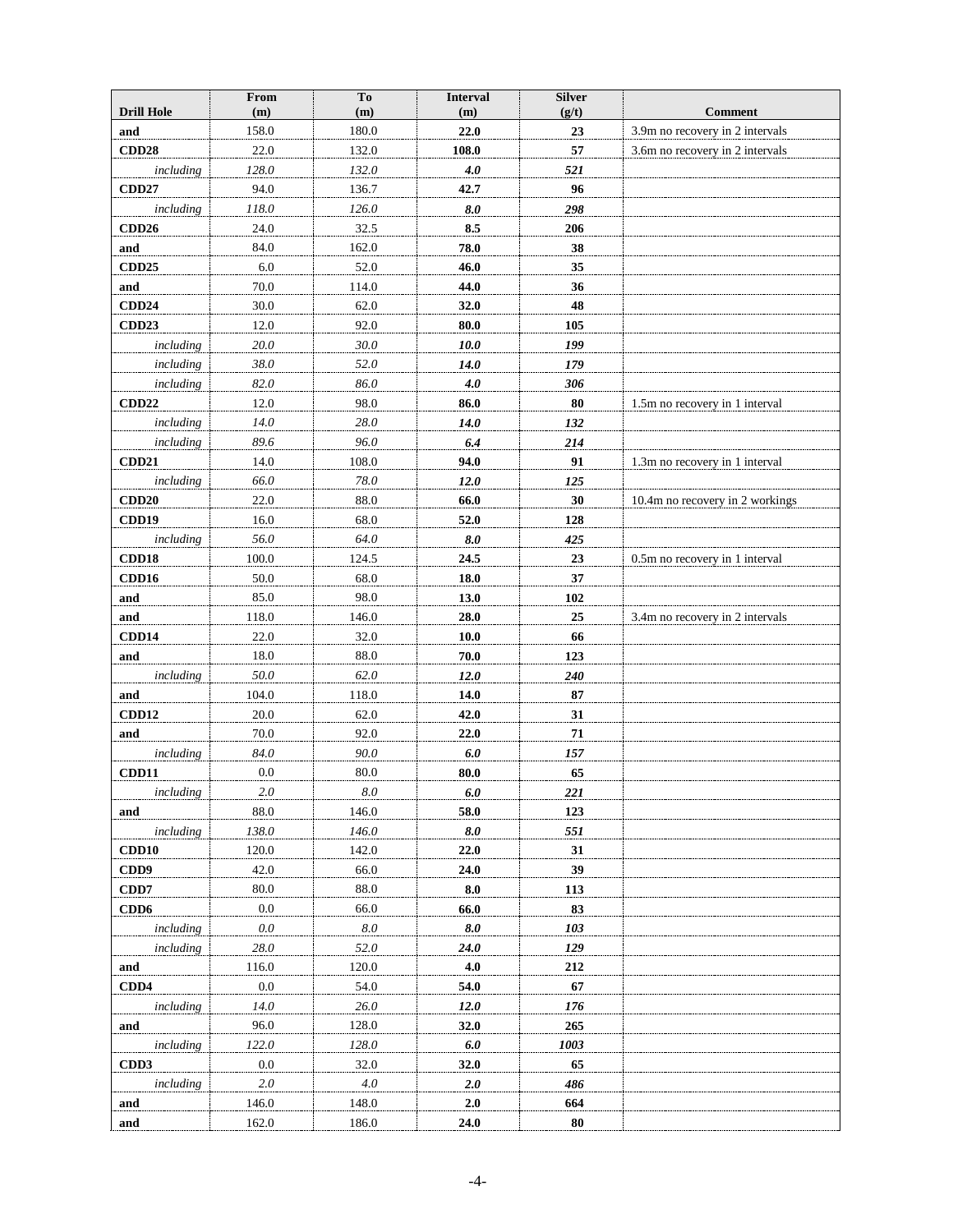| Drill Hole | From (m) | To (m) | Interval (m) | Silver (g/t) | Comment |
|---|---|---|---|---|---|
| **and** | 158.0 | 180.0 | **22.0** | **23** | 3.9m no recovery in 2 intervals |
| **CDD28** | 22.0 | 132.0 | **108.0** | **57** | 3.6m no recovery in 2 intervals |
| *including* | *128.0* | *132.0* | ***4.0*** | ***521*** | |
| **CDD27** | 94.0 | 136.7 | **42.7** | **96** | |
| *including* | *118.0* | *126.0* | ***8.0*** | ***298*** | |
| **CDD26** | 24.0 | 32.5 | **8.5** | **206** | |
| **and** | 84.0 | 162.0 | **78.0** | **38** | |
| **CDD25** | 6.0 | 52.0 | **46.0** | **35** | |
| **and** | 70.0 | 114.0 | **44.0** | **36** | |
| **CDD24** | 30.0 | 62.0 | **32.0** | **48** | |
| **CDD23** | 12.0 | 92.0 | **80.0** | **105** | |
| *including* | *20.0* | *30.0* | ***10.0*** | ***199*** | |
| *including* | *38.0* | *52.0* | ***14.0*** | ***179*** | |
| *including* | *82.0* | *86.0* | ***4.0*** | ***306*** | |
| **CDD22** | 12.0 | 98.0 | **86.0** | **80** | 1.5m no recovery in 1 interval |
| *including* | *14.0* | *28.0* | ***14.0*** | ***132*** | |
| *including* | *89.6* | *96.0* | ***6.4*** | ***214*** | |
| **CDD21** | 14.0 | 108.0 | **94.0** | **91** | 1.3m no recovery in 1 interval |
| *including* | *66.0* | *78.0* | ***12.0*** | ***125*** | |
| **CDD20** | 22.0 | 88.0 | **66.0** | **30** | 10.4m no recovery in 2 workings |
| **CDD19** | 16.0 | 68.0 | **52.0** | **128** | |
| *including* | *56.0* | *64.0* | ***8.0*** | ***425*** | |
| **CDD18** | 100.0 | 124.5 | **24.5** | **23** | 0.5m no recovery in 1 interval |
| **CDD16** | 50.0 | 68.0 | **18.0** | **37** | |
| **and** | 85.0 | 98.0 | **13.0** | **102** | |
| **and** | 118.0 | 146.0 | **28.0** | **25** | 3.4m no recovery in 2 intervals |
| **CDD14** | 22.0 | 32.0 | **10.0** | **66** | |
| **and** | 18.0 | 88.0 | **70.0** | **123** | |
| *including* | *50.0* | *62.0* | ***12.0*** | ***240*** | |
| **and** | 104.0 | 118.0 | **14.0** | **87** | |
| **CDD12** | 20.0 | 62.0 | **42.0** | **31** | |
| **and** | 70.0 | 92.0 | **22.0** | **71** | |
| *including* | *84.0* | *90.0* | ***6.0*** | ***157*** | |
| **CDD11** | 0.0 | 80.0 | **80.0** | **65** | |
| *including* | *2.0* | *8.0* | ***6.0*** | ***221*** | |
| **and** | 88.0 | 146.0 | **58.0** | **123** | |
| *including* | *138.0* | *146.0* | ***8.0*** | ***551*** | |
| **CDD10** | 120.0 | 142.0 | **22.0** | **31** | |
| **CDD9** | 42.0 | 66.0 | **24.0** | **39** | |
| **CDD7** | 80.0 | 88.0 | **8.0** | **113** | |
| **CDD6** | 0.0 | 66.0 | **66.0** | **83** | |
| *including* | *0.0* | *8.0* | ***8.0*** | ***103*** | |
| *including* | *28.0* | *52.0* | ***24.0*** | ***129*** | |
| **and** | 116.0 | 120.0 | **4.0** | **212** | |
| **CDD4** | 0.0 | 54.0 | **54.0** | **67** | |
| *including* | *14.0* | *26.0* | ***12.0*** | ***176*** | |
| **and** | 96.0 | 128.0 | **32.0** | **265** | |
| *including* | *122.0* | *128.0* | ***6.0*** | ***1003*** | |
| **CDD3** | 0.0 | 32.0 | **32.0** | **65** | |
| *including* | *2.0* | *4.0* | ***2.0*** | ***486*** | |
| **and** | 146.0 | 148.0 | **2.0** | **664** | |
| **and** | 162.0 | 186.0 | **24.0** | **80** | |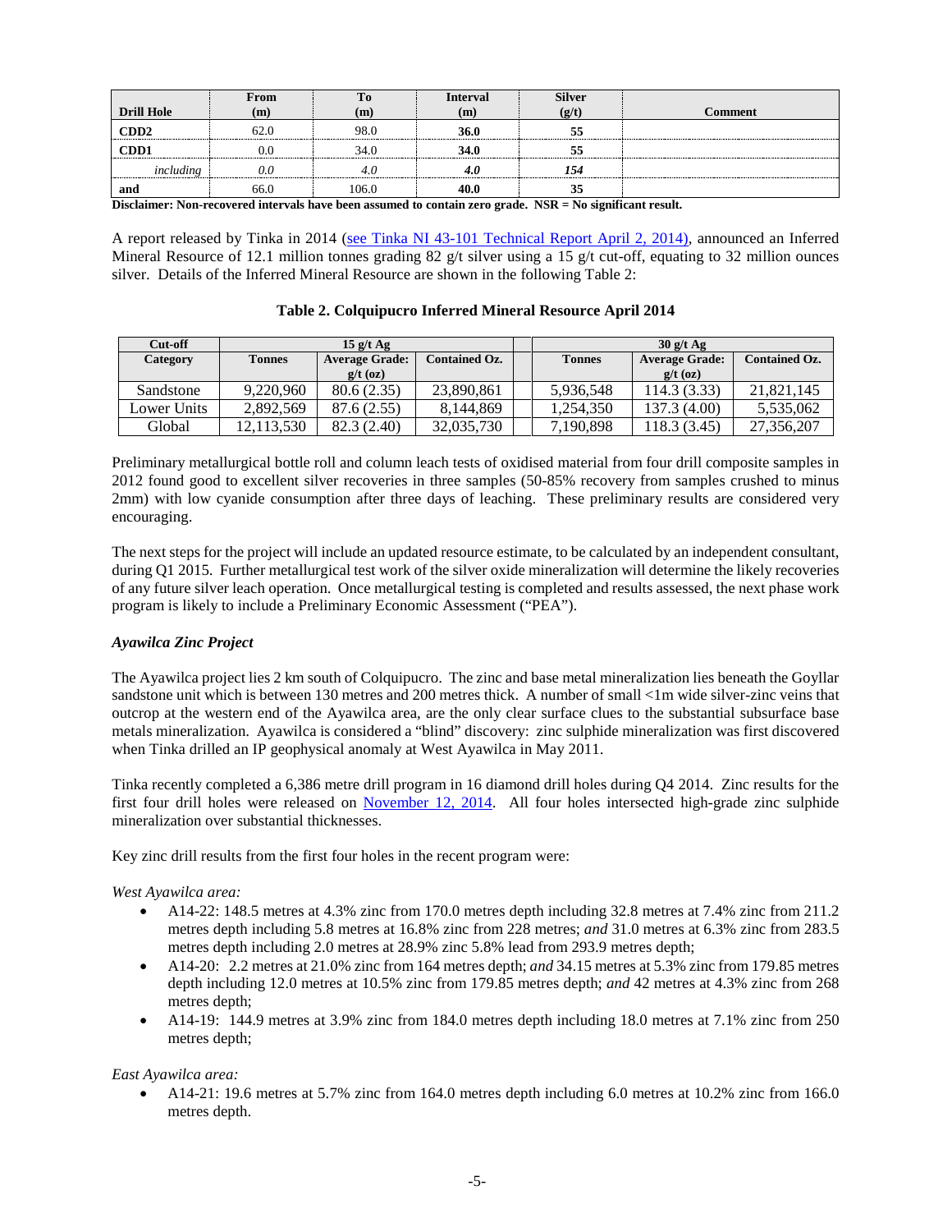| Drill Hole | From (m) | To (m) | Interval (m) | Silver (g/t) | Comment |
| --- | --- | --- | --- | --- | --- |
| **CDD2** | 62.0 | 98.0 | **36.0** | **55** | |
| **CDD1** | 0.0 | 34.0 | **34.0** | **55** | |
| *including* | *0.0* | *4.0* | ***4.0*** | ***154*** | |
| **and** | 66.0 | 106.0 | **40.0** | **35** | |

**Disclaimer: Non-recovered intervals have been assumed to contain zero grade. NSR = No significant result.**

A report released by Tinka in 2014 (see Tinka NI 43-101 Technical Report April 2, 2014), announced an Inferred Mineral Resource of 12.1 million tonnes grading 82 g/t silver using a 15 g/t cut-off, equating to 32 million ounces silver. Details of the Inferred Mineral Resource are shown in the following Table 2:

**Table 2. Colquipucro Inferred Mineral Resource April 2014**

| Cut-off | 15 g/t Ag | | | | 30 g/t Ag | | |
| --- | --- | --- | --- | --- | --- | --- | --- |
| **Category** | **Tonnes** | **Average Grade: g/t (oz)** | **Contained Oz.** | | **Tonnes** | **Average Grade: g/t (oz)** | **Contained Oz.** |
| Sandstone | 9,220,960 | 80.6 (2.35) | 23,890,861 | | 5,936,548 | 114.3 (3.33) | 21,821,145 |
| Lower Units | 2,892,569 | 87.6 (2.55) | 8,144,869 | | 1,254,350 | 137.3 (4.00) | 5,535,062 |
| Global | 12,113,530 | 82.3 (2.40) | 32,035,730 | | 7,190,898 | 118.3 (3.45) | 27,356,207 |

Preliminary metallurgical bottle roll and column leach tests of oxidised material from four drill composite samples in 2012 found good to excellent silver recoveries in three samples (50-85% recovery from samples crushed to minus 2mm) with low cyanide consumption after three days of leaching. These preliminary results are considered very encouraging.

The next steps for the project will include an updated resource estimate, to be calculated by an independent consultant, during Q1 2015. Further metallurgical test work of the silver oxide mineralization will determine the likely recoveries of any future silver leach operation. Once metallurgical testing is completed and results assessed, the next phase work program is likely to include a Preliminary Economic Assessment ("PEA").

### *Ayawilca Zinc Project*

The Ayawilca project lies 2 km south of Colquipucro. The zinc and base metal mineralization lies beneath the Goyllar sandstone unit which is between 130 metres and 200 metres thick. A number of small <1m wide silver-zinc veins that outcrop at the western end of the Ayawilca area, are the only clear surface clues to the substantial subsurface base metals mineralization. Ayawilca is considered a "blind" discovery: zinc sulphide mineralization was first discovered when Tinka drilled an IP geophysical anomaly at West Ayawilca in May 2011.

Tinka recently completed a 6,386 metre drill program in 16 diamond drill holes during Q4 2014. Zinc results for the first four drill holes were released on November 12, 2014. All four holes intersected high-grade zinc sulphide mineralization over substantial thicknesses.

Key zinc drill results from the first four holes in the recent program were:

*West Ayawilca area:*

- A14-22: 148.5 metres at 4.3% zinc from 170.0 metres depth including 32.8 metres at 7.4% zinc from 211.2 metres depth including 5.8 metres at 16.8% zinc from 228 metres; *and* 31.0 metres at 6.3% zinc from 283.5 metres depth including 2.0 metres at 28.9% zinc 5.8% lead from 293.9 metres depth;
- A14-20: 2.2 metres at 21.0% zinc from 164 metres depth; *and* 34.15 metres at 5.3% zinc from 179.85 metres depth including 12.0 metres at 10.5% zinc from 179.85 metres depth; *and* 42 metres at 4.3% zinc from 268 metres depth;
- A14-19: 144.9 metres at 3.9% zinc from 184.0 metres depth including 18.0 metres at 7.1% zinc from 250 metres depth;

*East Ayawilca area:*

- A14-21: 19.6 metres at 5.7% zinc from 164.0 metres depth including 6.0 metres at 10.2% zinc from 166.0 metres depth.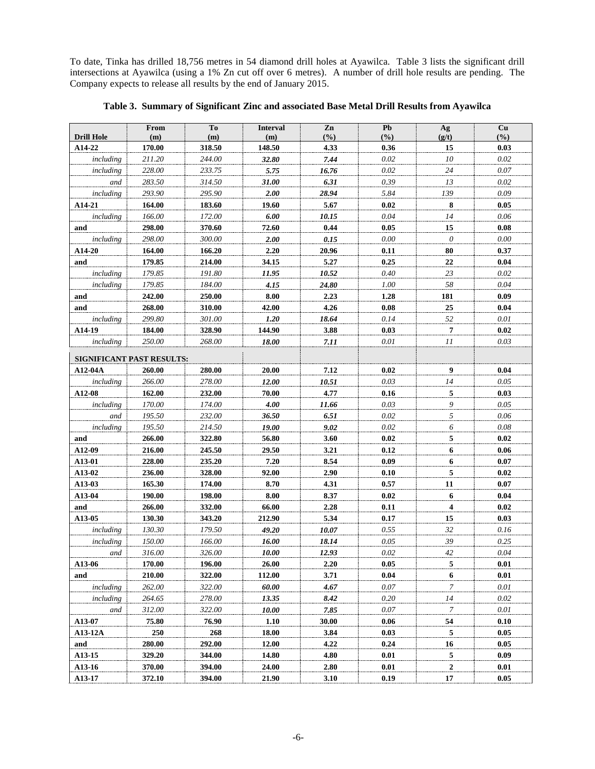To date, Tinka has drilled 18,756 metres in 54 diamond drill holes at Ayawilca. Table 3 lists the significant drill intersections at Ayawilca (using a 1% Zn cut off over 6 metres). A number of drill hole results are pending. The Company expects to release all results by the end of January 2015.

**Table 3. Summary of Significant Zinc and associated Base Metal Drill Results from Ayawilca**

| Drill Hole | From (m) | To (m) | Interval (m) | Zn (%) | Pb (%) | Ag (g/t) | Cu (%) |
|---|---|---|---|---|---|---|---|
| **A14-22** | **170.00** | **318.50** | **148.50** | **4.33** | **0.36** | **15** | **0.03** |
| *including* | *211.20* | *244.00* | ***32.80*** | ***7.44*** | *0.02* | *10* | *0.02* |
| *including* | *228.00* | *233.75* | ***5.75*** | ***16.76*** | *0.02* | *24* | *0.07* |
| *and* | *283.50* | *314.50* | ***31.00*** | ***6.31*** | *0.39* | *13* | *0.02* |
| *including* | *293.90* | *295.90* | ***2.00*** | ***28.94*** | *5.84* | *139* | *0.09* |
| **A14-21** | **164.00** | **183.60** | **19.60** | **5.67** | **0.02** | **8** | **0.05** |
| *including* | *166.00* | *172.00* | ***6.00*** | ***10.15*** | *0.04* | *14* | *0.06* |
| **and** | **298.00** | **370.60** | **72.60** | **0.44** | **0.05** | **15** | **0.08** |
| *including* | *298.00* | *300.00* | ***2.00*** | ***0.15*** | *0.00* | *0* | *0.00* |
| **A14-20** | **164.00** | **166.20** | **2.20** | **20.96** | **0.11** | **80** | **0.37** |
| **and** | **179.85** | **214.00** | **34.15** | **5.27** | **0.25** | **22** | **0.04** |
| *including* | *179.85* | *191.80* | ***11.95*** | ***10.52*** | *0.40* | *23* | *0.02* |
| *including* | *179.85* | *184.00* | ***4.15*** | ***24.80*** | *1.00* | *58* | *0.04* |
| **and** | **242.00** | **250.00** | **8.00** | **2.23** | **1.28** | **181** | **0.09** |
| **and** | **268.00** | **310.00** | **42.00** | **4.26** | **0.08** | **25** | **0.04** |
| *including* | *299.80* | *301.00* | ***1.20*** | ***18.64*** | *0.14* | *52* | *0.01* |
| **A14-19** | **184.00** | **328.90** | **144.90** | **3.88** | **0.03** | **7** | **0.02** |
| *including* | *250.00* | *268.00* | ***18.00*** | ***7.11*** | *0.01* | *11* | *0.03* |
| **SIGNIFICANT PAST RESULTS:** | | | | | | | |
| **A12-04A** | **260.00** | **280.00** | **20.00** | **7.12** | **0.02** | **9** | **0.04** |
| *including* | *266.00* | *278.00* | ***12.00*** | ***10.51*** | *0.03* | *14* | *0.05* |
| **A12-08** | **162.00** | **232.00** | **70.00** | **4.77** | **0.16** | **5** | **0.03** |
| *including* | *170.00* | *174.00* | ***4.00*** | ***11.66*** | *0.03* | *9* | *0.05* |
| *and* | *195.50* | *232.00* | ***36.50*** | ***6.51*** | *0.02* | *5* | *0.06* |
| *including* | *195.50* | *214.50* | ***19.00*** | ***9.02*** | *0.02* | *6* | *0.08* |
| **and** | **266.00** | **322.80** | **56.80** | **3.60** | **0.02** | **5** | **0.02** |
| **A12-09** | **216.00** | **245.50** | **29.50** | **3.21** | **0.12** | **6** | **0.06** |
| **A13-01** | **228.00** | **235.20** | **7.20** | **8.54** | **0.09** | **6** | **0.07** |
| **A13-02** | **236.00** | **328.00** | **92.00** | **2.90** | **0.10** | **5** | **0.02** |
| **A13-03** | **165.30** | **174.00** | **8.70** | **4.31** | **0.57** | **11** | **0.07** |
| **A13-04** | **190.00** | **198.00** | **8.00** | **8.37** | **0.02** | **6** | **0.04** |
| **and** | **266.00** | **332.00** | **66.00** | **2.28** | **0.11** | **4** | **0.02** |
| **A13-05** | **130.30** | **343.20** | **212.90** | **5.34** | **0.17** | **15** | **0.03** |
| *including* | *130.30* | *179.50* | ***49.20*** | ***10.07*** | *0.55* | *32* | *0.16* |
| *including* | *150.00* | *166.00* | ***16.00*** | ***18.14*** | *0.05* | *39* | *0.25* |
| *and* | *316.00* | *326.00* | ***10.00*** | ***12.93*** | *0.02* | *42* | *0.04* |
| **A13-06** | **170.00** | **196.00** | **26.00** | **2.20** | **0.05** | **5** | **0.01** |
| **and** | **210.00** | **322.00** | **112.00** | **3.71** | **0.04** | **6** | **0.01** |
| *including* | *262.00* | *322.00* | ***60.00*** | ***4.67*** | *0.07* | *7* | *0.01* |
| *including* | *264.65* | *278.00* | ***13.35*** | ***8.42*** | *0.20* | *14* | *0.02* |
| *and* | *312.00* | *322.00* | ***10.00*** | ***7.85*** | *0.07* | *7* | *0.01* |
| **A13-07** | **75.80** | **76.90** | **1.10** | **30.00** | **0.06** | **54** | **0.10** |
| **A13-12A** | **250** | **268** | **18.00** | **3.84** | **0.03** | **5** | **0.05** |
| **and** | **280.00** | **292.00** | **12.00** | **4.22** | **0.24** | **16** | **0.05** |
| **A13-15** | **329.20** | **344.00** | **14.80** | **4.80** | **0.01** | **5** | **0.09** |
| **A13-16** | **370.00** | **394.00** | **24.00** | **2.80** | **0.01** | **2** | **0.01** |
| **A13-17** | **372.10** | **394.00** | **21.90** | **3.10** | **0.19** | **17** | **0.05** |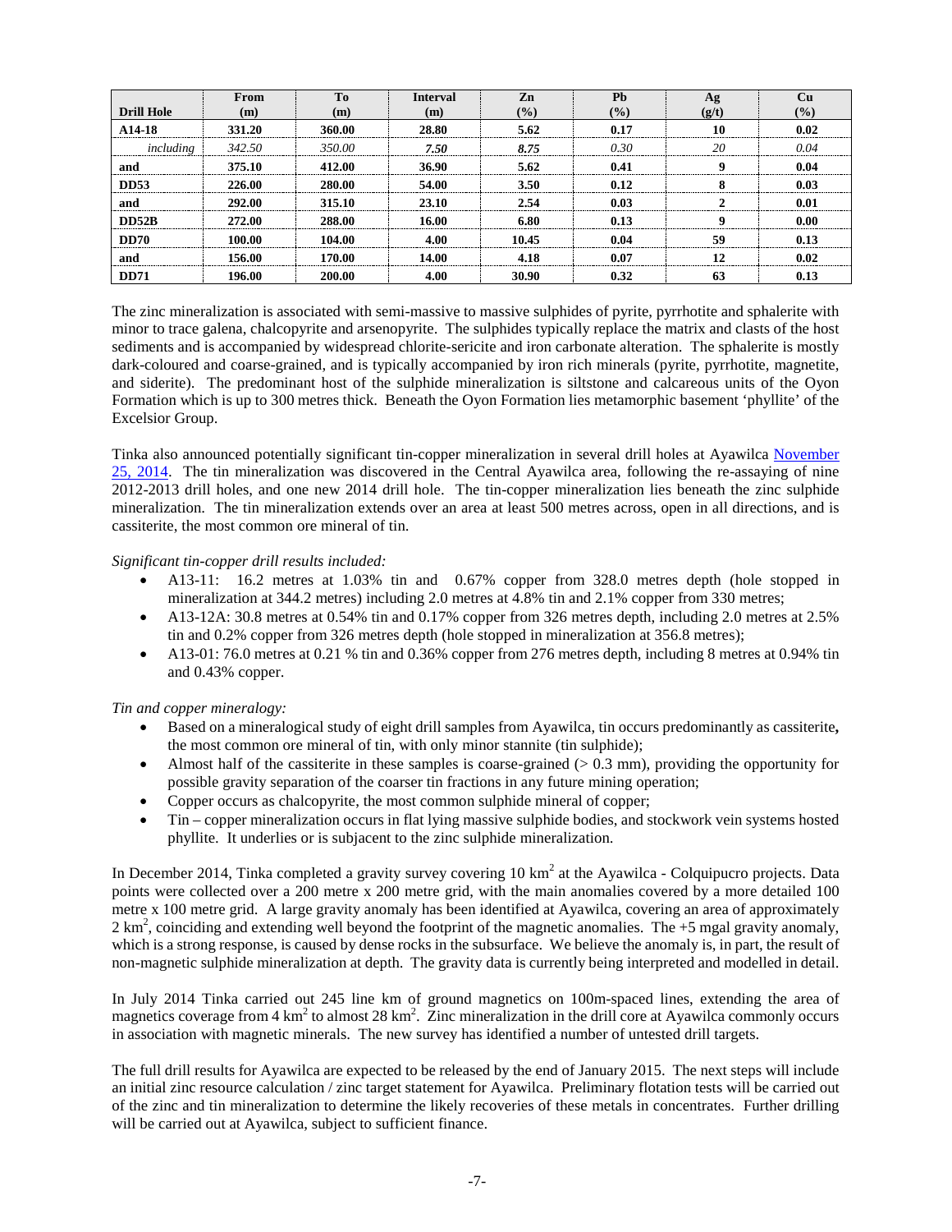| Drill Hole | From (m) | To (m) | Interval (m) | Zn (%) | Pb (%) | Ag (g/t) | Cu (%) |
|---|---|---|---|---|---|---|---|
| **A14-18** | **331.20** | **360.00** | **28.80** | **5.62** | **0.17** | **10** | **0.02** |
| *including* | *342.50* | *350.00* | ***7.50*** | ***8.75*** | *0.30* | *20* | *0.04* |
| **and** | **375.10** | **412.00** | **36.90** | **5.62** | **0.41** | **9** | **0.04** |
| **DD53** | **226.00** | **280.00** | **54.00** | **3.50** | **0.12** | **8** | **0.03** |
| **and** | **292.00** | **315.10** | **23.10** | **2.54** | **0.03** | **2** | **0.01** |
| **DD52B** | **272.00** | **288.00** | **16.00** | **6.80** | **0.13** | **9** | **0.00** |
| **DD70** | **100.00** | **104.00** | **4.00** | **10.45** | **0.04** | **59** | **0.13** |
| **and** | **156.00** | **170.00** | **14.00** | **4.18** | **0.07** | **12** | **0.02** |
| **DD71** | **196.00** | **200.00** | **4.00** | **30.90** | **0.32** | **63** | **0.13** |

The zinc mineralization is associated with semi-massive to massive sulphides of pyrite, pyrrhotite and sphalerite with minor to trace galena, chalcopyrite and arsenopyrite. The sulphides typically replace the matrix and clasts of the host sediments and is accompanied by widespread chlorite-sericite and iron carbonate alteration. The sphalerite is mostly dark-coloured and coarse-grained, and is typically accompanied by iron rich minerals (pyrite, pyrrhotite, magnetite, and siderite). The predominant host of the sulphide mineralization is siltstone and calcareous units of the Oyon Formation which is up to 300 metres thick. Beneath the Oyon Formation lies metamorphic basement 'phyllite' of the Excelsior Group.

Tinka also announced potentially significant tin-copper mineralization in several drill holes at Ayawilca November 25, 2014. The tin mineralization was discovered in the Central Ayawilca area, following the re-assaying of nine 2012-2013 drill holes, and one new 2014 drill hole. The tin-copper mineralization lies beneath the zinc sulphide mineralization. The tin mineralization extends over an area at least 500 metres across, open in all directions, and is cassiterite, the most common ore mineral of tin.

*Significant tin-copper drill results included:*

- A13-11: 16.2 metres at 1.03% tin and 0.67% copper from 328.0 metres depth (hole stopped in mineralization at 344.2 metres) including 2.0 metres at 4.8% tin and 2.1% copper from 330 metres;
- A13-12A: 30.8 metres at 0.54% tin and 0.17% copper from 326 metres depth, including 2.0 metres at 2.5% tin and 0.2% copper from 326 metres depth (hole stopped in mineralization at 356.8 metres);
- A13-01: 76.0 metres at 0.21 % tin and 0.36% copper from 276 metres depth, including 8 metres at 0.94% tin and 0.43% copper.

*Tin and copper mineralogy:*

- Based on a mineralogical study of eight drill samples from Ayawilca, tin occurs predominantly as cassiterite**,** the most common ore mineral of tin, with only minor stannite (tin sulphide);
- Almost half of the cassiterite in these samples is coarse-grained (> 0.3 mm), providing the opportunity for possible gravity separation of the coarser tin fractions in any future mining operation;
- Copper occurs as chalcopyrite, the most common sulphide mineral of copper;
- Tin – copper mineralization occurs in flat lying massive sulphide bodies, and stockwork vein systems hosted phyllite. It underlies or is subjacent to the zinc sulphide mineralization.

In December 2014, Tinka completed a gravity survey covering 10 $km^2$ at the Ayawilca - Colquipucro projects. Data points were collected over a 200 metre x 200 metre grid, with the main anomalies covered by a more detailed 100 metre x 100 metre grid. A large gravity anomaly has been identified at Ayawilca, covering an area of approximately 2 $km^2$, coinciding and extending well beyond the footprint of the magnetic anomalies. The +5 mgal gravity anomaly, which is a strong response, is caused by dense rocks in the subsurface. We believe the anomaly is, in part, the result of non-magnetic sulphide mineralization at depth. The gravity data is currently being interpreted and modelled in detail.

In July 2014 Tinka carried out 245 line km of ground magnetics on 100m-spaced lines, extending the area of magnetics coverage from 4 $km^2$ to almost 28 $km^2$. Zinc mineralization in the drill core at Ayawilca commonly occurs in association with magnetic minerals. The new survey has identified a number of untested drill targets.

The full drill results for Ayawilca are expected to be released by the end of January 2015. The next steps will include an initial zinc resource calculation / zinc target statement for Ayawilca. Preliminary flotation tests will be carried out of the zinc and tin mineralization to determine the likely recoveries of these metals in concentrates. Further drilling will be carried out at Ayawilca, subject to sufficient finance.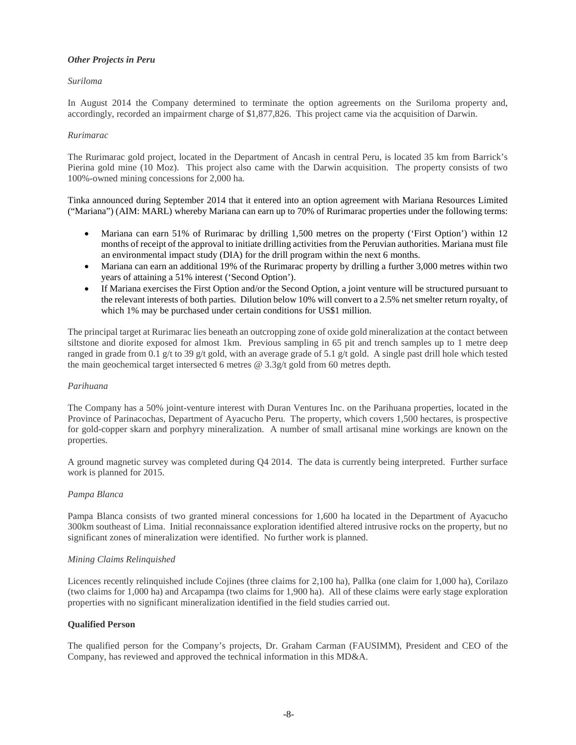### *Other Projects in Peru*

*Suriloma*

In August 2014 the Company determined to terminate the option agreements on the Suriloma property and, accordingly, recorded an impairment charge of $1,877,826. This project came via the acquisition of Darwin.

*Rurimarac*

The Rurimarac gold project, located in the Department of Ancash in central Peru, is located 35 km from Barrick's Pierina gold mine (10 Moz). This project also came with the Darwin acquisition. The property consists of two 100%-owned mining concessions for 2,000 ha.

Tinka announced during September 2014 that it entered into an option agreement with Mariana Resources Limited ("Mariana") (AIM: MARL) whereby Mariana can earn up to 70% of Rurimarac properties under the following terms:

- Mariana can earn 51% of Rurimarac by drilling 1,500 metres on the property ('First Option') within 12 months of receipt of the approval to initiate drilling activities from the Peruvian authorities. Mariana must file an environmental impact study (DIA) for the drill program within the next 6 months.
- Mariana can earn an additional 19% of the Rurimarac property by drilling a further 3,000 metres within two years of attaining a 51% interest ('Second Option').
- If Mariana exercises the First Option and/or the Second Option, a joint venture will be structured pursuant to the relevant interests of both parties. Dilution below 10% will convert to a 2.5% net smelter return royalty, of which 1% may be purchased under certain conditions for US$1 million.

The principal target at Rurimarac lies beneath an outcropping zone of oxide gold mineralization at the contact between siltstone and diorite exposed for almost 1km. Previous sampling in 65 pit and trench samples up to 1 metre deep ranged in grade from 0.1 g/t to 39 g/t gold, with an average grade of 5.1 g/t gold. A single past drill hole which tested the main geochemical target intersected 6 metres @ 3.3g/t gold from 60 metres depth.

*Parihuana*

The Company has a 50% joint-venture interest with Duran Ventures Inc. on the Parihuana properties, located in the Province of Parinacochas, Department of Ayacucho Peru. The property, which covers 1,500 hectares, is prospective for gold-copper skarn and porphyry mineralization. A number of small artisanal mine workings are known on the properties.

A ground magnetic survey was completed during Q4 2014. The data is currently being interpreted. Further surface work is planned for 2015.

*Pampa Blanca*

Pampa Blanca consists of two granted mineral concessions for 1,600 ha located in the Department of Ayacucho 300km southeast of Lima. Initial reconnaissance exploration identified altered intrusive rocks on the property, but no significant zones of mineralization were identified. No further work is planned.

*Mining Claims Relinquished*

Licences recently relinquished include Cojines (three claims for 2,100 ha), Pallka (one claim for 1,000 ha), Corilazo (two claims for 1,000 ha) and Arcapampa (two claims for 1,900 ha). All of these claims were early stage exploration properties with no significant mineralization identified in the field studies carried out.

**Qualified Person**

The qualified person for the Company's projects, Dr. Graham Carman (FAUSIMM), President and CEO of the Company, has reviewed and approved the technical information in this MD&A.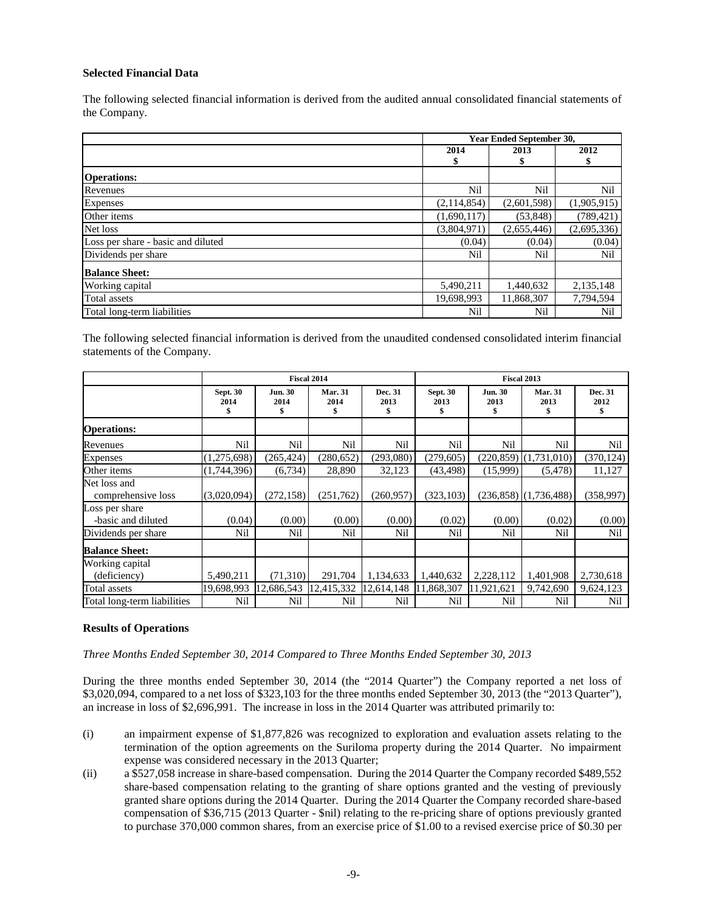### Selected Financial Data

The following selected financial information is derived from the audited annual consolidated financial statements of the Company.

| | Year Ended September 30, | | |
|---|---|---|---|
| | 2014<br>$ | 2013<br>$ | 2012<br>$ |
| **Operations:** | | | |
| Revenues | Nil | Nil | Nil |
| Expenses | (2,114,854) | (2,601,598) | (1,905,915) |
| Other items | (1,690,117) | (53,848) | (789,421) |
| Net loss | (3,804,971) | (2,655,446) | (2,695,336) |
| Loss per share - basic and diluted | (0.04) | (0.04) | (0.04) |
| Dividends per share | Nil | Nil | Nil |
| **Balance Sheet:** | | | |
| Working capital | 5,490,211 | 1,440,632 | 2,135,148 |
| Total assets | 19,698,993 | 11,868,307 | 7,794,594 |
| Total long-term liabilities | Nil | Nil | Nil |

The following selected financial information is derived from the unaudited condensed consolidated interim financial statements of the Company.

| | Fiscal 2014 | | | | Fiscal 2013 | | | |
|---|---|---|---|---|---|---|---|---|
| | Sept. 30<br>2014<br>$ | Jun. 30<br>2014<br>$ | Mar. 31<br>2014<br>$ | Dec. 31<br>2013<br>$ | Sept. 30<br>2013<br>$ | Jun. 30<br>2013<br>$ | Mar. 31<br>2013<br>$ | Dec. 31<br>2012<br>$ |
| **Operations:** | | | | | | | | |
| Revenues | Nil | Nil | Nil | Nil | Nil | Nil | Nil | Nil |
| Expenses | (1,275,698) | (265,424) | (280,652) | (293,080) | (279,605) | (220,859) | (1,731,010) | (370,124) |
| Other items | (1,744,396) | (6,734) | 28,890 | 32,123 | (43,498) | (15,999) | (5,478) | 11,127 |
| Net loss and comprehensive loss | (3,020,094) | (272,158) | (251,762) | (260,957) | (323,103) | (236,858) | (1,736,488) | (358,997) |
| Loss per share -basic and diluted | (0.04) | (0.00) | (0.00) | (0.00) | (0.02) | (0.00) | (0.02) | (0.00) |
| Dividends per share | Nil | Nil | Nil | Nil | Nil | Nil | Nil | Nil |
| **Balance Sheet:** | | | | | | | | |
| Working capital (deficiency) | 5,490,211 | (71,310) | 291,704 | 1,134,633 | 1,440,632 | 2,228,112 | 1,401,908 | 2,730,618 |
| Total assets | 19,698,993 | 12,686,543 | 12,415,332 | 12,614,148 | 11,868,307 | 11,921,621 | 9,742,690 | 9,624,123 |
| Total long-term liabilities | Nil | Nil | Nil | Nil | Nil | Nil | Nil | Nil |

### Results of Operations

*Three Months Ended September 30, 2014 Compared to Three Months Ended September 30, 2013*

During the three months ended September 30, 2014 (the "2014 Quarter") the Company reported a net loss of $3,020,094, compared to a net loss of $323,103 for the three months ended September 30, 2013 (the "2013 Quarter"), an increase in loss of $2,696,991. The increase in loss in the 2014 Quarter was attributed primarily to:

(i) an impairment expense of $1,877,826 was recognized to exploration and evaluation assets relating to the termination of the option agreements on the Suriloma property during the 2014 Quarter. No impairment expense was considered necessary in the 2013 Quarter;

(ii) a $527,058 increase in share-based compensation. During the 2014 Quarter the Company recorded $489,552 share-based compensation relating to the granting of share options granted and the vesting of previously granted share options during the 2014 Quarter. During the 2014 Quarter the Company recorded share-based compensation of $36,715 (2013 Quarter - $nil) relating to the re-pricing share of options previously granted to purchase 370,000 common shares, from an exercise price of $1.00 to a revised exercise price of $0.30 per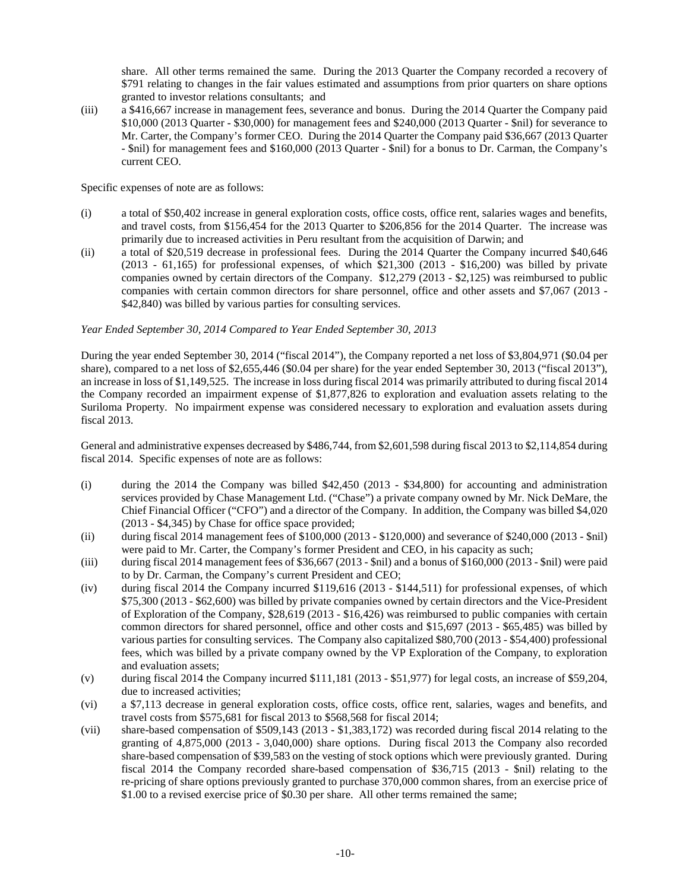share. All other terms remained the same. During the 2013 Quarter the Company recorded a recovery of $791 relating to changes in the fair values estimated and assumptions from prior quarters on share options granted to investor relations consultants; and

(iii) a $416,667 increase in management fees, severance and bonus. During the 2014 Quarter the Company paid $10,000 (2013 Quarter - $30,000) for management fees and $240,000 (2013 Quarter - $nil) for severance to Mr. Carter, the Company's former CEO. During the 2014 Quarter the Company paid $36,667 (2013 Quarter - $nil) for management fees and $160,000 (2013 Quarter - $nil) for a bonus to Dr. Carman, the Company's current CEO.

Specific expenses of note are as follows:

(i) a total of $50,402 increase in general exploration costs, office costs, office rent, salaries wages and benefits, and travel costs, from $156,454 for the 2013 Quarter to $206,856 for the 2014 Quarter. The increase was primarily due to increased activities in Peru resultant from the acquisition of Darwin; and

(ii) a total of $20,519 decrease in professional fees. During the 2014 Quarter the Company incurred $40,646 (2013 - 61,165) for professional expenses, of which $21,300 (2013 - $16,200) was billed by private companies owned by certain directors of the Company. $12,279 (2013 - $2,125) was reimbursed to public companies with certain common directors for share personnel, office and other assets and $7,067 (2013 - $42,840) was billed by various parties for consulting services.

*Year Ended September 30, 2014 Compared to Year Ended September 30, 2013*

During the year ended September 30, 2014 ("fiscal 2014"), the Company reported a net loss of $3,804,971 ($0.04 per share), compared to a net loss of $2,655,446 ($0.04 per share) for the year ended September 30, 2013 ("fiscal 2013"), an increase in loss of $1,149,525. The increase in loss during fiscal 2014 was primarily attributed to during fiscal 2014 the Company recorded an impairment expense of $1,877,826 to exploration and evaluation assets relating to the Suriloma Property. No impairment expense was considered necessary to exploration and evaluation assets during fiscal 2013.

General and administrative expenses decreased by $486,744, from $2,601,598 during fiscal 2013 to $2,114,854 during fiscal 2014. Specific expenses of note are as follows:

(i) during the 2014 the Company was billed $42,450 (2013 - $34,800) for accounting and administration services provided by Chase Management Ltd. ("Chase") a private company owned by Mr. Nick DeMare, the Chief Financial Officer ("CFO") and a director of the Company. In addition, the Company was billed $4,020 (2013 - $4,345) by Chase for office space provided;

(ii) during fiscal 2014 management fees of $100,000 (2013 - $120,000) and severance of $240,000 (2013 - $nil) were paid to Mr. Carter, the Company's former President and CEO, in his capacity as such;

(iii) during fiscal 2014 management fees of $36,667 (2013 - $nil) and a bonus of $160,000 (2013 - $nil) were paid to by Dr. Carman, the Company's current President and CEO;

(iv) during fiscal 2014 the Company incurred $119,616 (2013 - $144,511) for professional expenses, of which $75,300 (2013 - $62,600) was billed by private companies owned by certain directors and the Vice-President of Exploration of the Company, $28,619 (2013 - $16,426) was reimbursed to public companies with certain common directors for shared personnel, office and other costs and $15,697 (2013 - $65,485) was billed by various parties for consulting services. The Company also capitalized $80,700 (2013 - $54,400) professional fees, which was billed by a private company owned by the VP Exploration of the Company, to exploration and evaluation assets;

(v) during fiscal 2014 the Company incurred $111,181 (2013 - $51,977) for legal costs, an increase of $59,204, due to increased activities;

(vi) a $7,113 decrease in general exploration costs, office costs, office rent, salaries, wages and benefits, and travel costs from $575,681 for fiscal 2013 to $568,568 for fiscal 2014;

(vii) share-based compensation of $509,143 (2013 - $1,383,172) was recorded during fiscal 2014 relating to the granting of 4,875,000 (2013 - 3,040,000) share options. During fiscal 2013 the Company also recorded share-based compensation of $39,583 on the vesting of stock options which were previously granted. During fiscal 2014 the Company recorded share-based compensation of $36,715 (2013 - $nil) relating to the re-pricing of share options previously granted to purchase 370,000 common shares, from an exercise price of $1.00 to a revised exercise price of $0.30 per share. All other terms remained the same;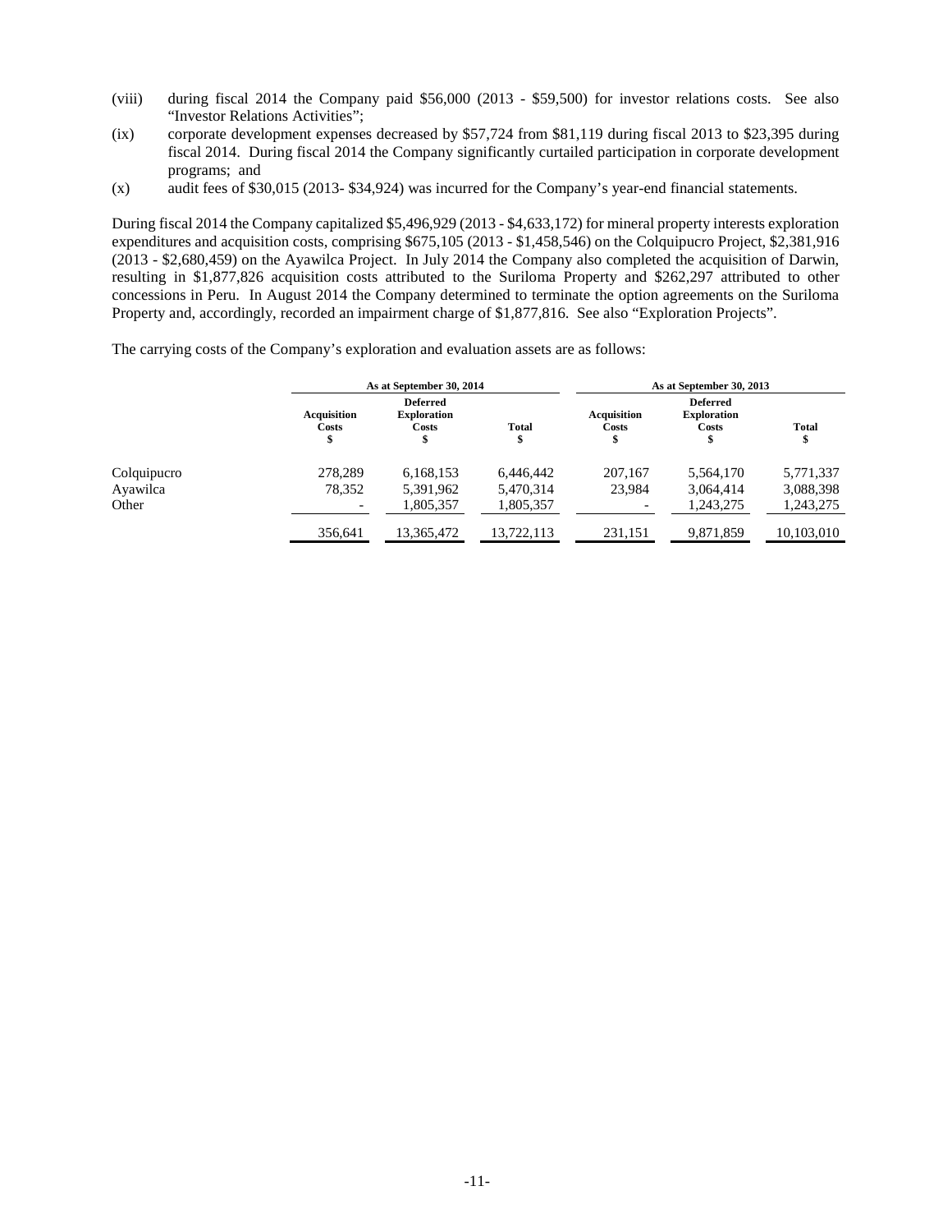(viii) during fiscal 2014 the Company paid $56,000 (2013 - $59,500) for investor relations costs. See also "Investor Relations Activities";

(ix) corporate development expenses decreased by $57,724 from $81,119 during fiscal 2013 to $23,395 during fiscal 2014. During fiscal 2014 the Company significantly curtailed participation in corporate development programs; and

(x) audit fees of $30,015 (2013- $34,924) was incurred for the Company's year-end financial statements.

During fiscal 2014 the Company capitalized $5,496,929 (2013 - $4,633,172) for mineral property interests exploration expenditures and acquisition costs, comprising $675,105 (2013 - $1,458,546) on the Colquipucro Project, $2,381,916 (2013 - $2,680,459) on the Ayawilca Project. In July 2014 the Company also completed the acquisition of Darwin, resulting in $1,877,826 acquisition costs attributed to the Suriloma Property and $262,297 attributed to other concessions in Peru. In August 2014 the Company determined to terminate the option agreements on the Suriloma Property and, accordingly, recorded an impairment charge of $1,877,816. See also "Exploration Projects".

The carrying costs of the Company's exploration and evaluation assets are as follows:

| | As at September 30, 2014 | | | As at September 30, 2013 | | |
|---|---|---|---|---|---|---|
| | Acquisition Costs $ | Deferred Exploration Costs $ | Total $ | Acquisition Costs $ | Deferred Exploration Costs $ | Total $ |
| Colquipucro | 278,289 | 6,168,153 | 6,446,442 | 207,167 | 5,564,170 | 5,771,337 |
| Ayawilca | 78,352 | 5,391,962 | 5,470,314 | 23,984 | 3,064,414 | 3,088,398 |
| Other | - | 1,805,357 | 1,805,357 | - | 1,243,275 | 1,243,275 |
| | 356,641 | 13,365,472 | 13,722,113 | 231,151 | 9,871,859 | 10,103,010 |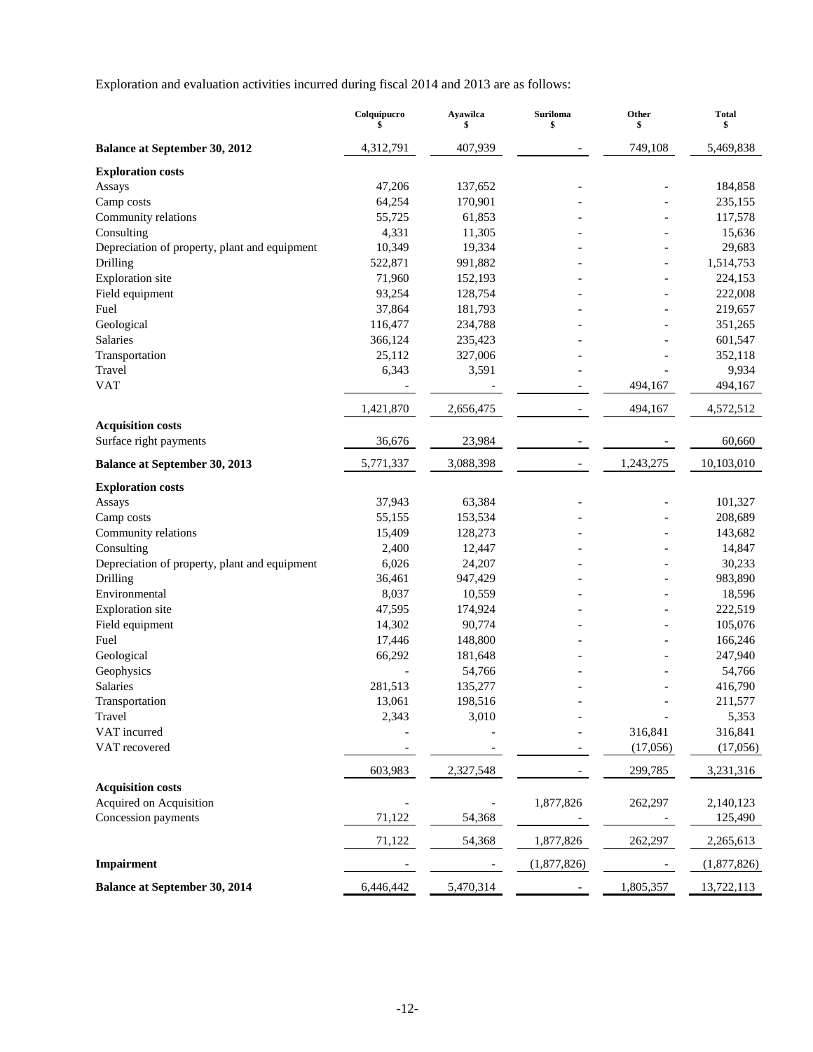Exploration and evaluation activities incurred during fiscal 2014 and 2013 are as follows:

| | Colquipucro $ | Ayawilca $ | Suriloma $ | Other $ | Total $ |
|---|---|---|---|---|---|
| **Balance at September 30, 2012** | 4,312,791 | 407,939 | - | 749,108 | 5,469,838 |
| **Exploration costs** | | | | | |
| Assays | 47,206 | 137,652 | - | - | 184,858 |
| Camp costs | 64,254 | 170,901 | - | - | 235,155 |
| Community relations | 55,725 | 61,853 | - | - | 117,578 |
| Consulting | 4,331 | 11,305 | - | - | 15,636 |
| Depreciation of property, plant and equipment | 10,349 | 19,334 | - | - | 29,683 |
| Drilling | 522,871 | 991,882 | - | - | 1,514,753 |
| Exploration site | 71,960 | 152,193 | - | - | 224,153 |
| Field equipment | 93,254 | 128,754 | - | - | 222,008 |
| Fuel | 37,864 | 181,793 | - | - | 219,657 |
| Geological | 116,477 | 234,788 | - | - | 351,265 |
| Salaries | 366,124 | 235,423 | - | - | 601,547 |
| Transportation | 25,112 | 327,006 | - | - | 352,118 |
| Travel | 6,343 | 3,591 | - | - | 9,934 |
| VAT | - | - | - | 494,167 | 494,167 |
| | 1,421,870 | 2,656,475 | - | 494,167 | 4,572,512 |
| **Acquisition costs** | | | | | |
| Surface right payments | 36,676 | 23,984 | - | - | 60,660 |
| **Balance at September 30, 2013** | 5,771,337 | 3,088,398 | - | 1,243,275 | 10,103,010 |
| **Exploration costs** | | | | | |
| Assays | 37,943 | 63,384 | - | - | 101,327 |
| Camp costs | 55,155 | 153,534 | - | - | 208,689 |
| Community relations | 15,409 | 128,273 | - | - | 143,682 |
| Consulting | 2,400 | 12,447 | - | - | 14,847 |
| Depreciation of property, plant and equipment | 6,026 | 24,207 | - | - | 30,233 |
| Drilling | 36,461 | 947,429 | - | - | 983,890 |
| Environmental | 8,037 | 10,559 | - | - | 18,596 |
| Exploration site | 47,595 | 174,924 | - | - | 222,519 |
| Field equipment | 14,302 | 90,774 | - | - | 105,076 |
| Fuel | 17,446 | 148,800 | - | - | 166,246 |
| Geological | 66,292 | 181,648 | - | - | 247,940 |
| Geophysics | - | 54,766 | - | - | 54,766 |
| Salaries | 281,513 | 135,277 | - | - | 416,790 |
| Transportation | 13,061 | 198,516 | - | - | 211,577 |
| Travel | 2,343 | 3,010 | - | - | 5,353 |
| VAT incurred | - | - | - | 316,841 | 316,841 |
| VAT recovered | - | - | - | (17,056) | (17,056) |
| | 603,983 | 2,327,548 | - | 299,785 | 3,231,316 |
| **Acquisition costs** | | | | | |
| Acquired on Acquisition | - | - | 1,877,826 | 262,297 | 2,140,123 |
| Concession payments | 71,122 | 54,368 | - | - | 125,490 |
| | 71,122 | 54,368 | 1,877,826 | 262,297 | 2,265,613 |
| **Impairment** | - | - | (1,877,826) | - | (1,877,826) |
| **Balance at September 30, 2014** | 6,446,442 | 5,470,314 | - | 1,805,357 | 13,722,113 |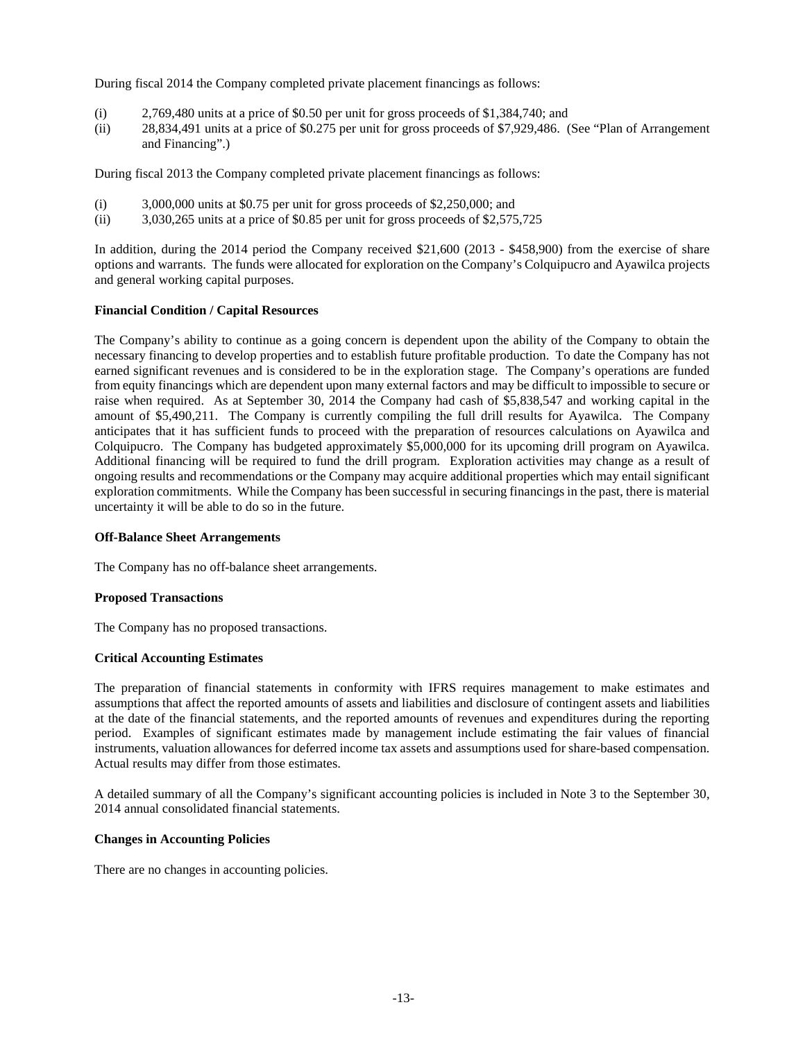During fiscal 2014 the Company completed private placement financings as follows:

(i) 2,769,480 units at a price of $0.50 per unit for gross proceeds of $1,384,740; and
(ii) 28,834,491 units at a price of $0.275 per unit for gross proceeds of $7,929,486. (See "Plan of Arrangement and Financing".)

During fiscal 2013 the Company completed private placement financings as follows:

(i) 3,000,000 units at $0.75 per unit for gross proceeds of $2,250,000; and
(ii) 3,030,265 units at a price of $0.85 per unit for gross proceeds of $2,575,725

In addition, during the 2014 period the Company received $21,600 (2013 - $458,900) from the exercise of share options and warrants. The funds were allocated for exploration on the Company's Colquipucro and Ayawilca projects and general working capital purposes.

**Financial Condition / Capital Resources**

The Company's ability to continue as a going concern is dependent upon the ability of the Company to obtain the necessary financing to develop properties and to establish future profitable production. To date the Company has not earned significant revenues and is considered to be in the exploration stage. The Company's operations are funded from equity financings which are dependent upon many external factors and may be difficult to impossible to secure or raise when required. As at September 30, 2014 the Company had cash of $5,838,547 and working capital in the amount of $5,490,211. The Company is currently compiling the full drill results for Ayawilca. The Company anticipates that it has sufficient funds to proceed with the preparation of resources calculations on Ayawilca and Colquipucro. The Company has budgeted approximately $5,000,000 for its upcoming drill program on Ayawilca. Additional financing will be required to fund the drill program. Exploration activities may change as a result of ongoing results and recommendations or the Company may acquire additional properties which may entail significant exploration commitments. While the Company has been successful in securing financings in the past, there is material uncertainty it will be able to do so in the future.

**Off-Balance Sheet Arrangements**

The Company has no off-balance sheet arrangements.

**Proposed Transactions**

The Company has no proposed transactions.

**Critical Accounting Estimates**

The preparation of financial statements in conformity with IFRS requires management to make estimates and assumptions that affect the reported amounts of assets and liabilities and disclosure of contingent assets and liabilities at the date of the financial statements, and the reported amounts of revenues and expenditures during the reporting period. Examples of significant estimates made by management include estimating the fair values of financial instruments, valuation allowances for deferred income tax assets and assumptions used for share-based compensation. Actual results may differ from those estimates.

A detailed summary of all the Company's significant accounting policies is included in Note 3 to the September 30, 2014 annual consolidated financial statements.

**Changes in Accounting Policies**

There are no changes in accounting policies.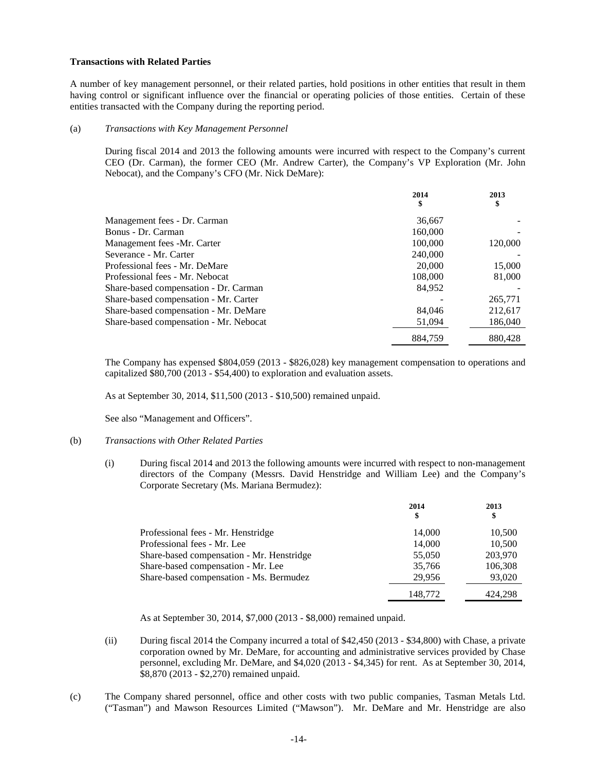**Transactions with Related Parties**

A number of key management personnel, or their related parties, hold positions in other entities that result in them having control or significant influence over the financial or operating policies of those entities. Certain of these entities transacted with the Company during the reporting period.

(a) *Transactions with Key Management Personnel*

During fiscal 2014 and 2013 the following amounts were incurred with respect to the Company's current CEO (Dr. Carman), the former CEO (Mr. Andrew Carter), the Company's VP Exploration (Mr. John Nebocat), and the Company's CFO (Mr. Nick DeMare):

| | 2014<br>$ | 2013<br>$ |
|---|---|---|
| Management fees - Dr. Carman | 36,667 | - |
| Bonus - Dr. Carman | 160,000 | - |
| Management fees -Mr. Carter | 100,000 | 120,000 |
| Severance - Mr. Carter | 240,000 | - |
| Professional fees - Mr. DeMare | 20,000 | 15,000 |
| Professional fees - Mr. Nebocat | 108,000 | 81,000 |
| Share-based compensation - Dr. Carman | 84,952 | - |
| Share-based compensation - Mr. Carter | - | 265,771 |
| Share-based compensation - Mr. DeMare | 84,046 | 212,617 |
| Share-based compensation - Mr. Nebocat | 51,094 | 186,040 |
| | 884,759 | 880,428 |

The Company has expensed $804,059 (2013 - $826,028) key management compensation to operations and capitalized $80,700 (2013 - $54,400) to exploration and evaluation assets.

As at September 30, 2014, $11,500 (2013 - $10,500) remained unpaid.

See also "Management and Officers".

(b) *Transactions with Other Related Parties*

(i) During fiscal 2014 and 2013 the following amounts were incurred with respect to non-management directors of the Company (Messrs. David Henstridge and William Lee) and the Company's Corporate Secretary (Ms. Mariana Bermudez):

| | 2014<br>$ | 2013<br>$ |
|---|---|---|
| Professional fees - Mr. Henstridge | 14,000 | 10,500 |
| Professional fees - Mr. Lee | 14,000 | 10,500 |
| Share-based compensation - Mr. Henstridge | 55,050 | 203,970 |
| Share-based compensation - Mr. Lee | 35,766 | 106,308 |
| Share-based compensation - Ms. Bermudez | 29,956 | 93,020 |
| | 148,772 | 424,298 |

As at September 30, 2014, $7,000 (2013 - $8,000) remained unpaid.

(ii) During fiscal 2014 the Company incurred a total of $42,450 (2013 - $34,800) with Chase, a private corporation owned by Mr. DeMare, for accounting and administrative services provided by Chase personnel, excluding Mr. DeMare, and $4,020 (2013 - $4,345) for rent. As at September 30, 2014, $8,870 (2013 - $2,270) remained unpaid.

(c) The Company shared personnel, office and other costs with two public companies, Tasman Metals Ltd. ("Tasman") and Mawson Resources Limited ("Mawson"). Mr. DeMare and Mr. Henstridge are also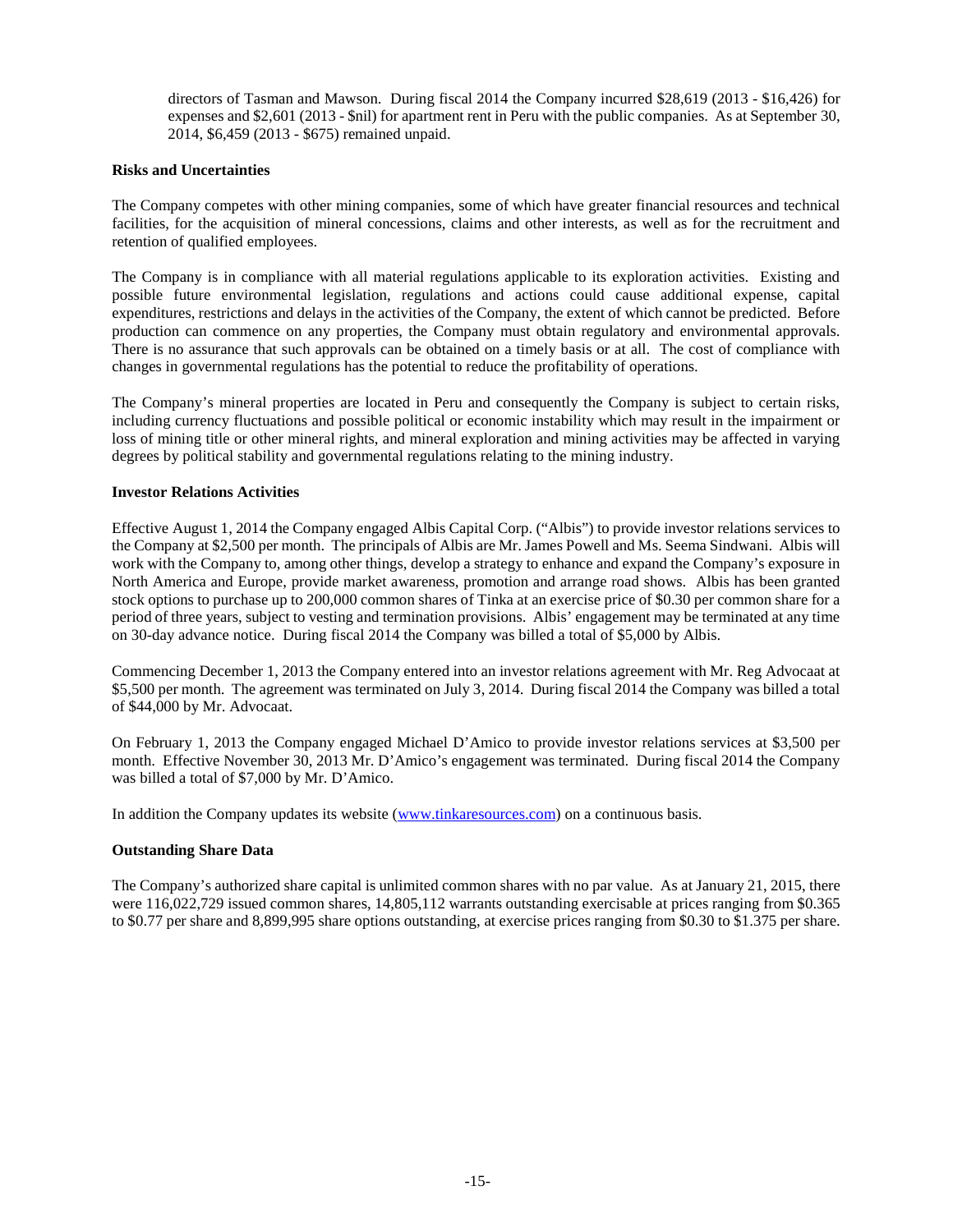directors of Tasman and Mawson. During fiscal 2014 the Company incurred $28,619 (2013 - $16,426) for expenses and $2,601 (2013 - $nil) for apartment rent in Peru with the public companies. As at September 30, 2014, $6,459 (2013 - $675) remained unpaid.

**Risks and Uncertainties**

The Company competes with other mining companies, some of which have greater financial resources and technical facilities, for the acquisition of mineral concessions, claims and other interests, as well as for the recruitment and retention of qualified employees.

The Company is in compliance with all material regulations applicable to its exploration activities. Existing and possible future environmental legislation, regulations and actions could cause additional expense, capital expenditures, restrictions and delays in the activities of the Company, the extent of which cannot be predicted. Before production can commence on any properties, the Company must obtain regulatory and environmental approvals. There is no assurance that such approvals can be obtained on a timely basis or at all. The cost of compliance with changes in governmental regulations has the potential to reduce the profitability of operations.

The Company's mineral properties are located in Peru and consequently the Company is subject to certain risks, including currency fluctuations and possible political or economic instability which may result in the impairment or loss of mining title or other mineral rights, and mineral exploration and mining activities may be affected in varying degrees by political stability and governmental regulations relating to the mining industry.

**Investor Relations Activities**

Effective August 1, 2014 the Company engaged Albis Capital Corp. ("Albis") to provide investor relations services to the Company at $2,500 per month. The principals of Albis are Mr. James Powell and Ms. Seema Sindwani. Albis will work with the Company to, among other things, develop a strategy to enhance and expand the Company's exposure in North America and Europe, provide market awareness, promotion and arrange road shows. Albis has been granted stock options to purchase up to 200,000 common shares of Tinka at an exercise price of $0.30 per common share for a period of three years, subject to vesting and termination provisions. Albis' engagement may be terminated at any time on 30-day advance notice. During fiscal 2014 the Company was billed a total of $5,000 by Albis.

Commencing December 1, 2013 the Company entered into an investor relations agreement with Mr. Reg Advocaat at $5,500 per month. The agreement was terminated on July 3, 2014. During fiscal 2014 the Company was billed a total of $44,000 by Mr. Advocaat.

On February 1, 2013 the Company engaged Michael D'Amico to provide investor relations services at $3,500 per month. Effective November 30, 2013 Mr. D'Amico's engagement was terminated. During fiscal 2014 the Company was billed a total of $7,000 by Mr. D'Amico.

In addition the Company updates its website (www.tinkaresources.com) on a continuous basis.

**Outstanding Share Data**

The Company's authorized share capital is unlimited common shares with no par value. As at January 21, 2015, there were 116,022,729 issued common shares, 14,805,112 warrants outstanding exercisable at prices ranging from $0.365 to $0.77 per share and 8,899,995 share options outstanding, at exercise prices ranging from $0.30 to $1.375 per share.